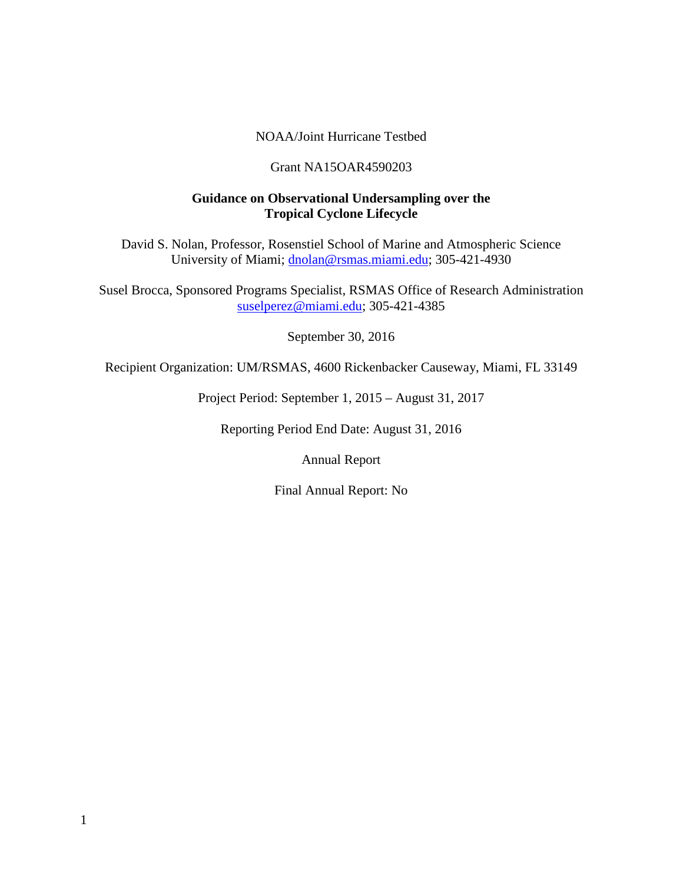NOAA/Joint Hurricane Testbed

Grant NA15OAR4590203

**Guidance on Observational Undersampling over the Tropical Cyclone Lifecycle**

David S. Nolan, Professor, Rosenstiel School of Marine and Atmospheric Science
University of Miami; dnolan@rsmas.miami.edu; 305-421-4930

Susel Brocca, Sponsored Programs Specialist, RSMAS Office of Research Administration
suselperez@miami.edu; 305-421-4385

September 30, 2016

Recipient Organization: UM/RSMAS, 4600 Rickenbacker Causeway, Miami, FL 33149

Project Period: September 1, 2015 – August 31, 2017

Reporting Period End Date: August 31, 2016

Annual Report

Final Annual Report: No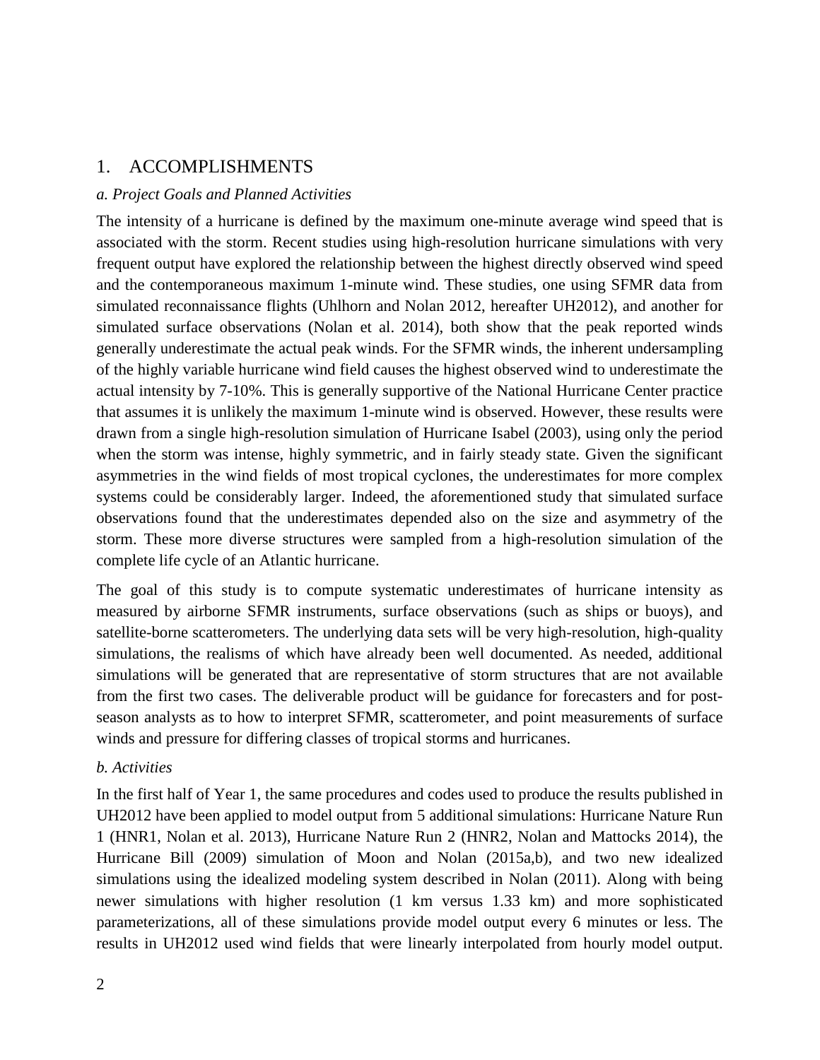## 1. ACCOMPLISHMENTS

### *a. Project Goals and Planned Activities*

The intensity of a hurricane is defined by the maximum one-minute average wind speed that is associated with the storm. Recent studies using high-resolution hurricane simulations with very frequent output have explored the relationship between the highest directly observed wind speed and the contemporaneous maximum 1-minute wind. These studies, one using SFMR data from simulated reconnaissance flights (Uhlhorn and Nolan 2012, hereafter UH2012), and another for simulated surface observations (Nolan et al. 2014), both show that the peak reported winds generally underestimate the actual peak winds. For the SFMR winds, the inherent undersampling of the highly variable hurricane wind field causes the highest observed wind to underestimate the actual intensity by 7-10%. This is generally supportive of the National Hurricane Center practice that assumes it is unlikely the maximum 1-minute wind is observed. However, these results were drawn from a single high-resolution simulation of Hurricane Isabel (2003), using only the period when the storm was intense, highly symmetric, and in fairly steady state. Given the significant asymmetries in the wind fields of most tropical cyclones, the underestimates for more complex systems could be considerably larger. Indeed, the aforementioned study that simulated surface observations found that the underestimates depended also on the size and asymmetry of the storm. These more diverse structures were sampled from a high-resolution simulation of the complete life cycle of an Atlantic hurricane.

The goal of this study is to compute systematic underestimates of hurricane intensity as measured by airborne SFMR instruments, surface observations (such as ships or buoys), and satellite-borne scatterometers. The underlying data sets will be very high-resolution, high-quality simulations, the realisms of which have already been well documented. As needed, additional simulations will be generated that are representative of storm structures that are not available from the first two cases. The deliverable product will be guidance for forecasters and for post-season analysts as to how to interpret SFMR, scatterometer, and point measurements of surface winds and pressure for differing classes of tropical storms and hurricanes.

### *b. Activities*

In the first half of Year 1, the same procedures and codes used to produce the results published in UH2012 have been applied to model output from 5 additional simulations: Hurricane Nature Run 1 (HNR1, Nolan et al. 2013), Hurricane Nature Run 2 (HNR2, Nolan and Mattocks 2014), the Hurricane Bill (2009) simulation of Moon and Nolan (2015a,b), and two new idealized simulations using the idealized modeling system described in Nolan (2011). Along with being newer simulations with higher resolution (1 km versus 1.33 km) and more sophisticated parameterizations, all of these simulations provide model output every 6 minutes or less. The results in UH2012 used wind fields that were linearly interpolated from hourly model output.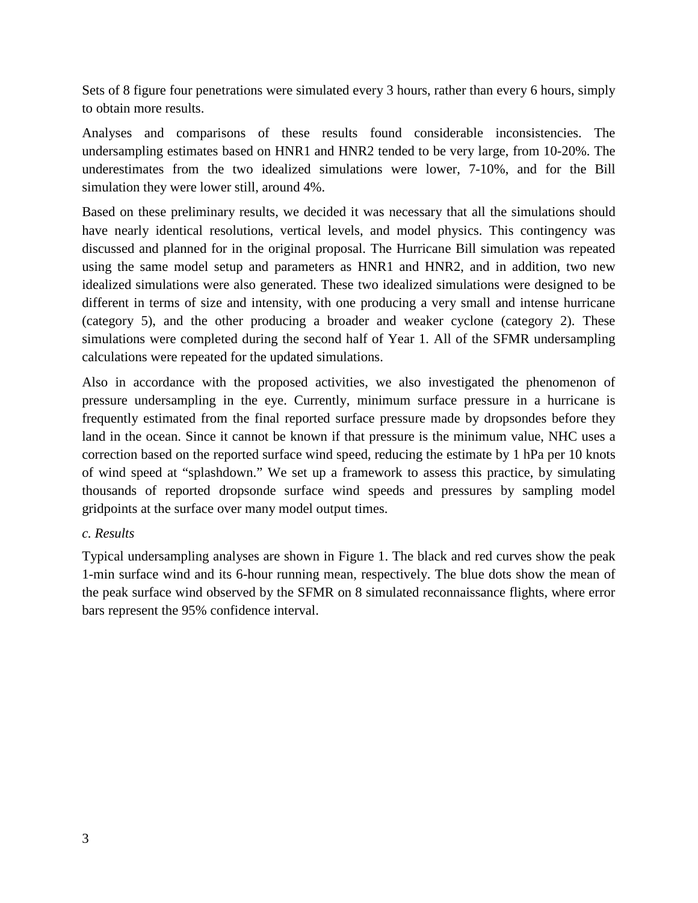Sets of 8 figure four penetrations were simulated every 3 hours, rather than every 6 hours, simply to obtain more results.

Analyses and comparisons of these results found considerable inconsistencies. The undersampling estimates based on HNR1 and HNR2 tended to be very large, from 10-20%. The underestimates from the two idealized simulations were lower, 7-10%, and for the Bill simulation they were lower still, around 4%.

Based on these preliminary results, we decided it was necessary that all the simulations should have nearly identical resolutions, vertical levels, and model physics. This contingency was discussed and planned for in the original proposal. The Hurricane Bill simulation was repeated using the same model setup and parameters as HNR1 and HNR2, and in addition, two new idealized simulations were also generated. These two idealized simulations were designed to be different in terms of size and intensity, with one producing a very small and intense hurricane (category 5), and the other producing a broader and weaker cyclone (category 2). These simulations were completed during the second half of Year 1. All of the SFMR undersampling calculations were repeated for the updated simulations.

Also in accordance with the proposed activities, we also investigated the phenomenon of pressure undersampling in the eye. Currently, minimum surface pressure in a hurricane is frequently estimated from the final reported surface pressure made by dropsondes before they land in the ocean. Since it cannot be known if that pressure is the minimum value, NHC uses a correction based on the reported surface wind speed, reducing the estimate by 1 hPa per 10 knots of wind speed at "splashdown." We set up a framework to assess this practice, by simulating thousands of reported dropsonde surface wind speeds and pressures by sampling model gridpoints at the surface over many model output times.

*c. Results*

Typical undersampling analyses are shown in Figure 1. The black and red curves show the peak 1-min surface wind and its 6-hour running mean, respectively. The blue dots show the mean of the peak surface wind observed by the SFMR on 8 simulated reconnaissance flights, where error bars represent the 95% confidence interval.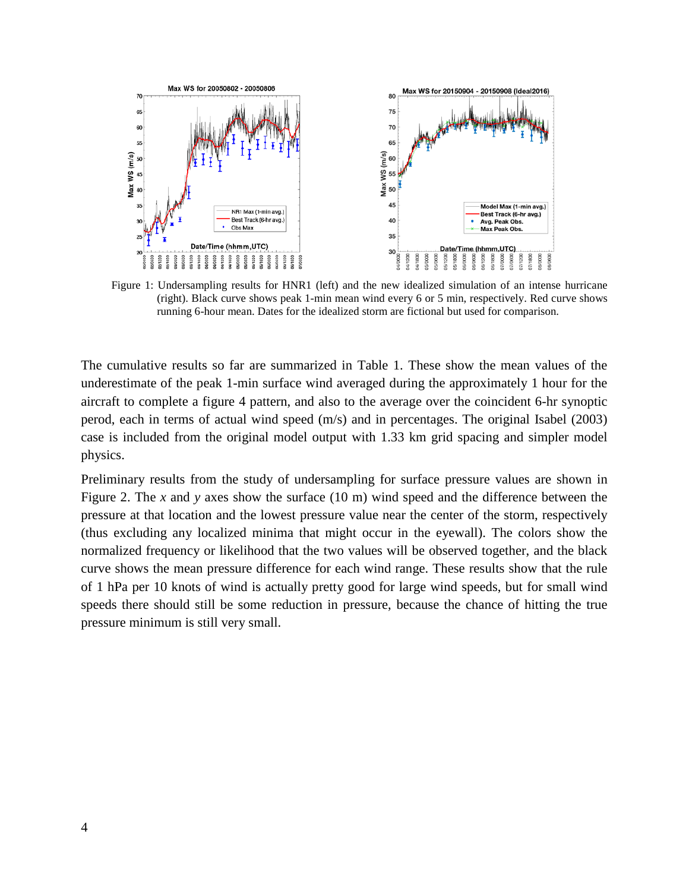Figure 1: Undersampling results for HNR1 (left) and the new idealized simulation of an intense hurricane (right). Black curve shows peak 1-min mean wind every 6 or 5 min, respectively. Red curve shows running 6-hour mean. Dates for the idealized storm are fictional but used for comparison.

The cumulative results so far are summarized in Table 1. These show the mean values of the underestimate of the peak 1-min surface wind averaged during the approximately 1 hour for the aircraft to complete a figure 4 pattern, and also to the average over the coincident 6-hr synoptic perod, each in terms of actual wind speed (m/s) and in percentages. The original Isabel (2003) case is included from the original model output with 1.33 km grid spacing and simpler model physics.

Preliminary results from the study of undersampling for surface pressure values are shown in Figure 2. The *x* and *y* axes show the surface (10 m) wind speed and the difference between the pressure at that location and the lowest pressure value near the center of the storm, respectively (thus excluding any localized minima that might occur in the eyewall). The colors show the normalized frequency or likelihood that the two values will be observed together, and the black curve shows the mean pressure difference for each wind range. These results show that the rule of 1 hPa per 10 knots of wind is actually pretty good for large wind speeds, but for small wind speeds there should still be some reduction in pressure, because the chance of hitting the true pressure minimum is still very small.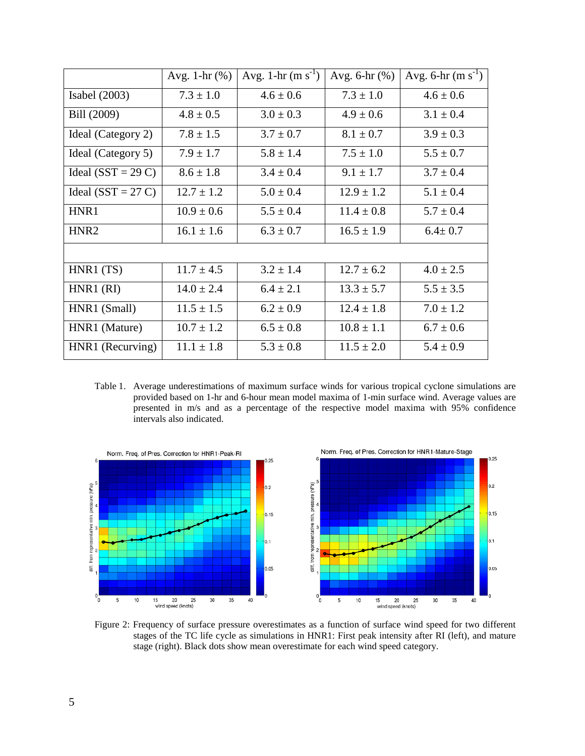| | Avg. 1-hr (%) | Avg. 1-hr (m s$^{-1}$) | Avg. 6-hr (%) | Avg. 6-hr (m s$^{-1}$) |
|---|---|---|---|---|
| Isabel (2003) | 7.3 ± 1.0 | 4.6 ± 0.6 | 7.3 ± 1.0 | 4.6 ± 0.6 |
| Bill (2009) | 4.8 ± 0.5 | 3.0 ± 0.3 | 4.9 ± 0.6 | 3.1 ± 0.4 |
| Ideal (Category 2) | 7.8 ± 1.5 | 3.7 ± 0.7 | 8.1 ± 0.7 | 3.9 ± 0.3 |
| Ideal (Category 5) | 7.9 ± 1.7 | 5.8 ± 1.4 | 7.5 ± 1.0 | 5.5 ± 0.7 |
| Ideal (SST = 29 C) | 8.6 ± 1.8 | 3.4 ± 0.4 | 9.1 ± 1.7 | 3.7 ± 0.4 |
| Ideal (SST = 27 C) | 12.7 ± 1.2 | 5.0 ± 0.4 | 12.9 ± 1.2 | 5.1 ± 0.4 |
| HNR1 | 10.9 ± 0.6 | 5.5 ± 0.4 | 11.4 ± 0.8 | 5.7 ± 0.4 |
| HNR2 | 16.1 ± 1.6 | 6.3 ± 0.7 | 16.5 ± 1.9 | 6.4± 0.7 |
| | | | | |
| HNR1 (TS) | 11.7 ± 4.5 | 3.2 ± 1.4 | 12.7 ± 6.2 | 4.0 ± 2.5 |
| HNR1 (RI) | 14.0 ± 2.4 | 6.4 ± 2.1 | 13.3 ± 5.7 | 5.5 ± 3.5 |
| HNR1 (Small) | 11.5 ± 1.5 | 6.2 ± 0.9 | 12.4 ± 1.8 | 7.0 ± 1.2 |
| HNR1 (Mature) | 10.7 ± 1.2 | 6.5 ± 0.8 | 10.8 ± 1.1 | 6.7 ± 0.6 |
| HNR1 (Recurving) | 11.1 ± 1.8 | 5.3 ± 0.8 | 11.5 ± 2.0 | 5.4 ± 0.9 |

Table 1. Average underestimations of maximum surface winds for various tropical cyclone simulations are provided based on 1-hr and 6-hour mean model maxima of 1-min surface wind. Average values are presented in m/s and as a percentage of the respective model maxima with 95% confidence intervals also indicated.

Figure 2: Frequency of surface pressure overestimates as a function of surface wind speed for two different stages of the TC life cycle as simulations in HNR1: First peak intensity after RI (left), and mature stage (right). Black dots show mean overestimate for each wind speed category.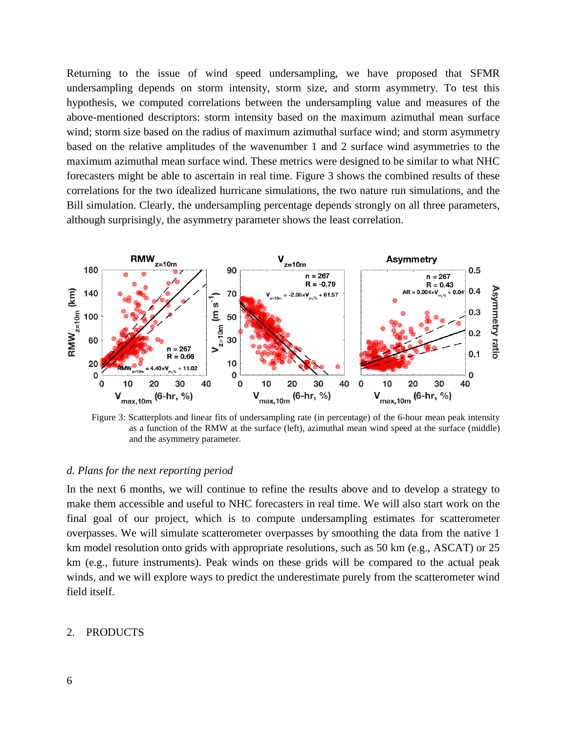Returning to the issue of wind speed undersampling, we have proposed that SFMR undersampling depends on storm intensity, storm size, and storm asymmetry. To test this hypothesis, we computed correlations between the undersampling value and measures of the above-mentioned descriptors: storm intensity based on the maximum azimuthal mean surface wind; storm size based on the radius of maximum azimuthal surface wind; and storm asymmetry based on the relative amplitudes of the wavenumber 1 and 2 surface wind asymmetries to the maximum azimuthal mean surface wind. These metrics were designed to be similar to what NHC forecasters might be able to ascertain in real time. Figure 3 shows the combined results of these correlations for the two idealized hurricane simulations, the two nature run simulations, and the Bill simulation. Clearly, the undersampling percentage depends strongly on all three parameters, although surprisingly, the asymmetry parameter shows the least correlation.

Figure 3: Scatterplots and linear fits of undersampling rate (in percentage) of the 6-hour mean peak intensity as a function of the RMW at the surface (left), azimuthal mean wind speed at the surface (middle) and the asymmetry parameter.

### *d. Plans for the next reporting period*

In the next 6 months, we will continue to refine the results above and to develop a strategy to make them accessible and useful to NHC forecasters in real time. We will also start work on the final goal of our project, which is to compute undersampling estimates for scatterometer overpasses. We will simulate scatterometer overpasses by smoothing the data from the native 1 km model resolution onto grids with appropriate resolutions, such as 50 km (e.g., ASCAT) or 25 km (e.g., future instruments). Peak winds on these grids will be compared to the actual peak winds, and we will explore ways to predict the underestimate purely from the scatterometer wind field itself.

## 2. PRODUCTS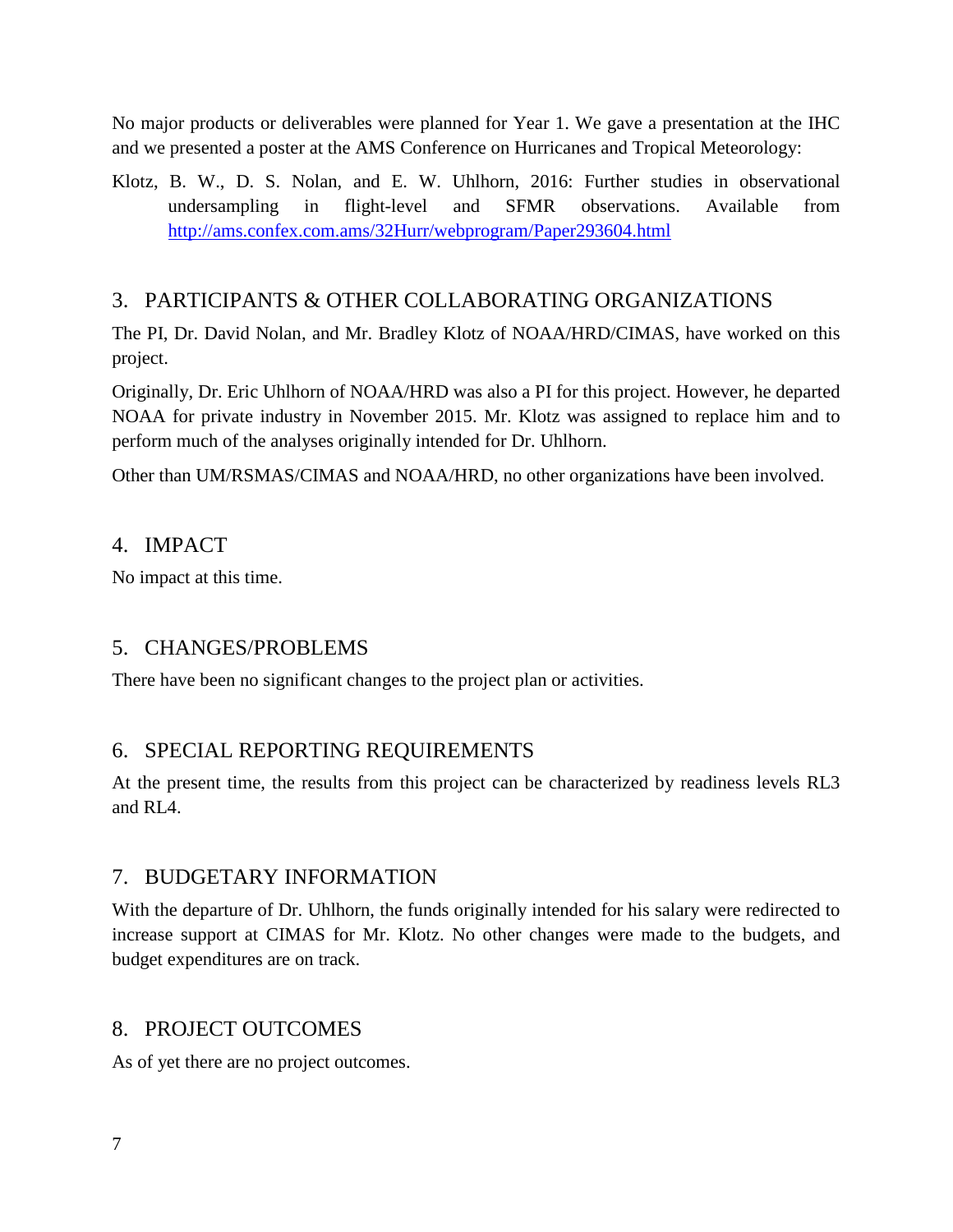No major products or deliverables were planned for Year 1. We gave a presentation at the IHC and we presented a poster at the AMS Conference on Hurricanes and Tropical Meteorology:

Klotz, B. W., D. S. Nolan, and E. W. Uhlhorn, 2016: Further studies in observational undersampling in flight-level and SFMR observations. Available from [http://ams.confex.com.ams/32Hurr/webprogram/Paper293604.html](http://ams.confex.com.ams/32Hurr/webprogram/Paper293604.html)

## 3. PARTICIPANTS & OTHER COLLABORATING ORGANIZATIONS

The PI, Dr. David Nolan, and Mr. Bradley Klotz of NOAA/HRD/CIMAS, have worked on this project.

Originally, Dr. Eric Uhlhorn of NOAA/HRD was also a PI for this project. However, he departed NOAA for private industry in November 2015. Mr. Klotz was assigned to replace him and to perform much of the analyses originally intended for Dr. Uhlhorn.

Other than UM/RSMAS/CIMAS and NOAA/HRD, no other organizations have been involved.

## 4. IMPACT

No impact at this time.

## 5. CHANGES/PROBLEMS

There have been no significant changes to the project plan or activities.

## 6. SPECIAL REPORTING REQUIREMENTS

At the present time, the results from this project can be characterized by readiness levels RL3 and RL4.

## 7. BUDGETARY INFORMATION

With the departure of Dr. Uhlhorn, the funds originally intended for his salary were redirected to increase support at CIMAS for Mr. Klotz. No other changes were made to the budgets, and budget expenditures are on track.

## 8. PROJECT OUTCOMES

As of yet there are no project outcomes.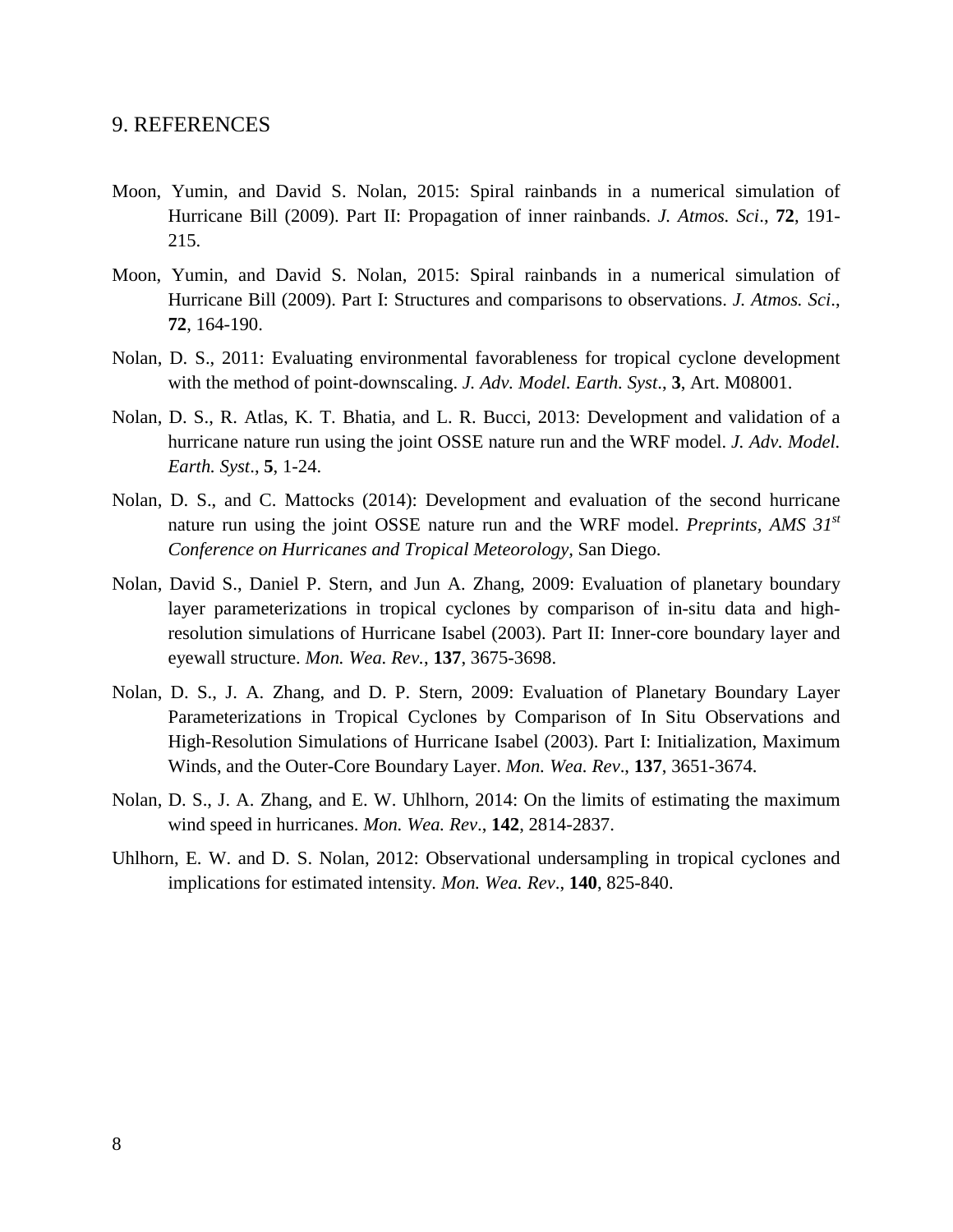## 9. REFERENCES

Moon, Yumin, and David S. Nolan, 2015: Spiral rainbands in a numerical simulation of Hurricane Bill (2009). Part II: Propagation of inner rainbands. *J. Atmos. Sci*., **72**, 191-215.

Moon, Yumin, and David S. Nolan, 2015: Spiral rainbands in a numerical simulation of Hurricane Bill (2009). Part I: Structures and comparisons to observations. *J. Atmos. Sci*., **72**, 164-190.

Nolan, D. S., 2011: Evaluating environmental favorableness for tropical cyclone development with the method of point-downscaling. *J. Adv. Model. Earth. Syst*., **3**, Art. M08001.

Nolan, D. S., R. Atlas, K. T. Bhatia, and L. R. Bucci, 2013: Development and validation of a hurricane nature run using the joint OSSE nature run and the WRF model. *J. Adv. Model. Earth. Syst*., **5**, 1-24.

Nolan, D. S., and C. Mattocks (2014): Development and evaluation of the second hurricane nature run using the joint OSSE nature run and the WRF model. *Preprints, AMS 31st Conference on Hurricanes and Tropical Meteorology,* San Diego.

Nolan, David S., Daniel P. Stern, and Jun A. Zhang, 2009: Evaluation of planetary boundary layer parameterizations in tropical cyclones by comparison of in-situ data and high-resolution simulations of Hurricane Isabel (2003). Part II: Inner-core boundary layer and eyewall structure. *Mon. Wea. Rev.*, **137**, 3675-3698.

Nolan, D. S., J. A. Zhang, and D. P. Stern, 2009: Evaluation of Planetary Boundary Layer Parameterizations in Tropical Cyclones by Comparison of In Situ Observations and High-Resolution Simulations of Hurricane Isabel (2003). Part I: Initialization, Maximum Winds, and the Outer-Core Boundary Layer. *Mon. Wea. Rev*., **137**, 3651-3674.

Nolan, D. S., J. A. Zhang, and E. W. Uhlhorn, 2014: On the limits of estimating the maximum wind speed in hurricanes. *Mon. Wea. Rev*., **142**, 2814-2837.

Uhlhorn, E. W. and D. S. Nolan, 2012: Observational undersampling in tropical cyclones and implications for estimated intensity. *Mon. Wea. Rev*., **140**, 825-840.